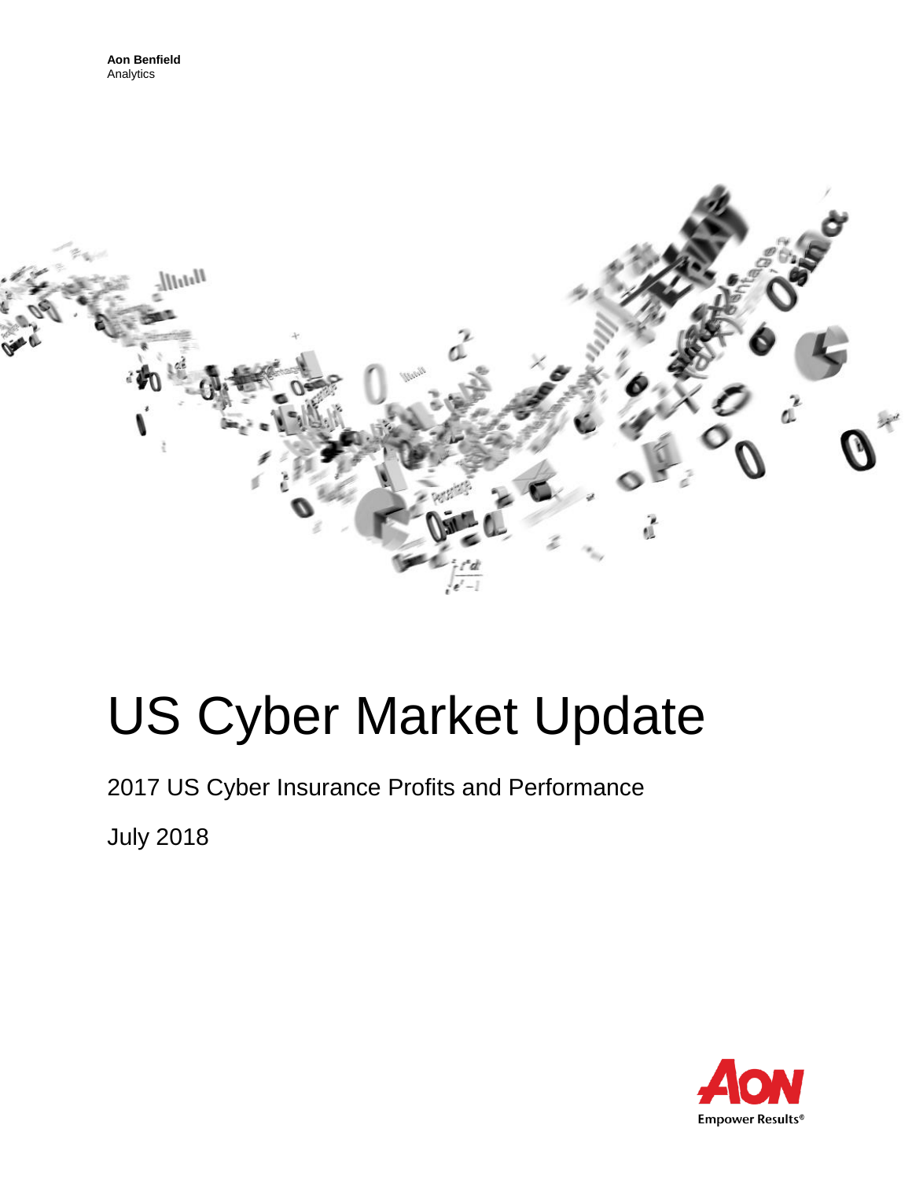**Aon Benfield**
Analytics

# US Cyber Market Update

2017 US Cyber Insurance Profits and Performance

July 2018

Empower Results®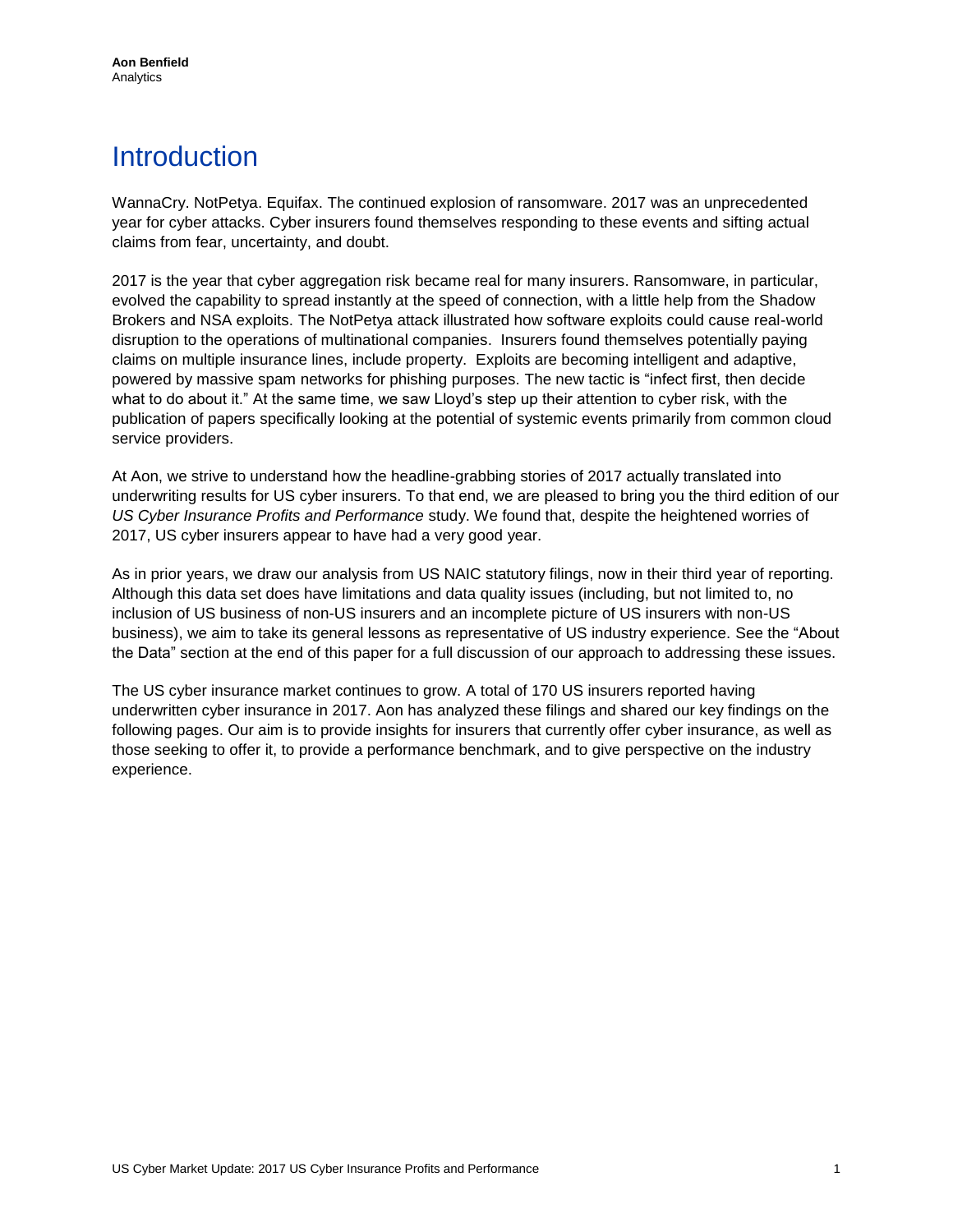# Introduction

WannaCry. NotPetya. Equifax. The continued explosion of ransomware. 2017 was an unprecedented year for cyber attacks. Cyber insurers found themselves responding to these events and sifting actual claims from fear, uncertainty, and doubt.

2017 is the year that cyber aggregation risk became real for many insurers. Ransomware, in particular, evolved the capability to spread instantly at the speed of connection, with a little help from the Shadow Brokers and NSA exploits. The NotPetya attack illustrated how software exploits could cause real-world disruption to the operations of multinational companies. Insurers found themselves potentially paying claims on multiple insurance lines, include property. Exploits are becoming intelligent and adaptive, powered by massive spam networks for phishing purposes. The new tactic is "infect first, then decide what to do about it." At the same time, we saw Lloyd's step up their attention to cyber risk, with the publication of papers specifically looking at the potential of systemic events primarily from common cloud service providers.

At Aon, we strive to understand how the headline-grabbing stories of 2017 actually translated into underwriting results for US cyber insurers. To that end, we are pleased to bring you the third edition of our *US Cyber Insurance Profits and Performance* study. We found that, despite the heightened worries of 2017, US cyber insurers appear to have had a very good year.

As in prior years, we draw our analysis from US NAIC statutory filings, now in their third year of reporting. Although this data set does have limitations and data quality issues (including, but not limited to, no inclusion of US business of non-US insurers and an incomplete picture of US insurers with non-US business), we aim to take its general lessons as representative of US industry experience. See the "About the Data" section at the end of this paper for a full discussion of our approach to addressing these issues.

The US cyber insurance market continues to grow. A total of 170 US insurers reported having underwritten cyber insurance in 2017. Aon has analyzed these filings and shared our key findings on the following pages. Our aim is to provide insights for insurers that currently offer cyber insurance, as well as those seeking to offer it, to provide a performance benchmark, and to give perspective on the industry experience.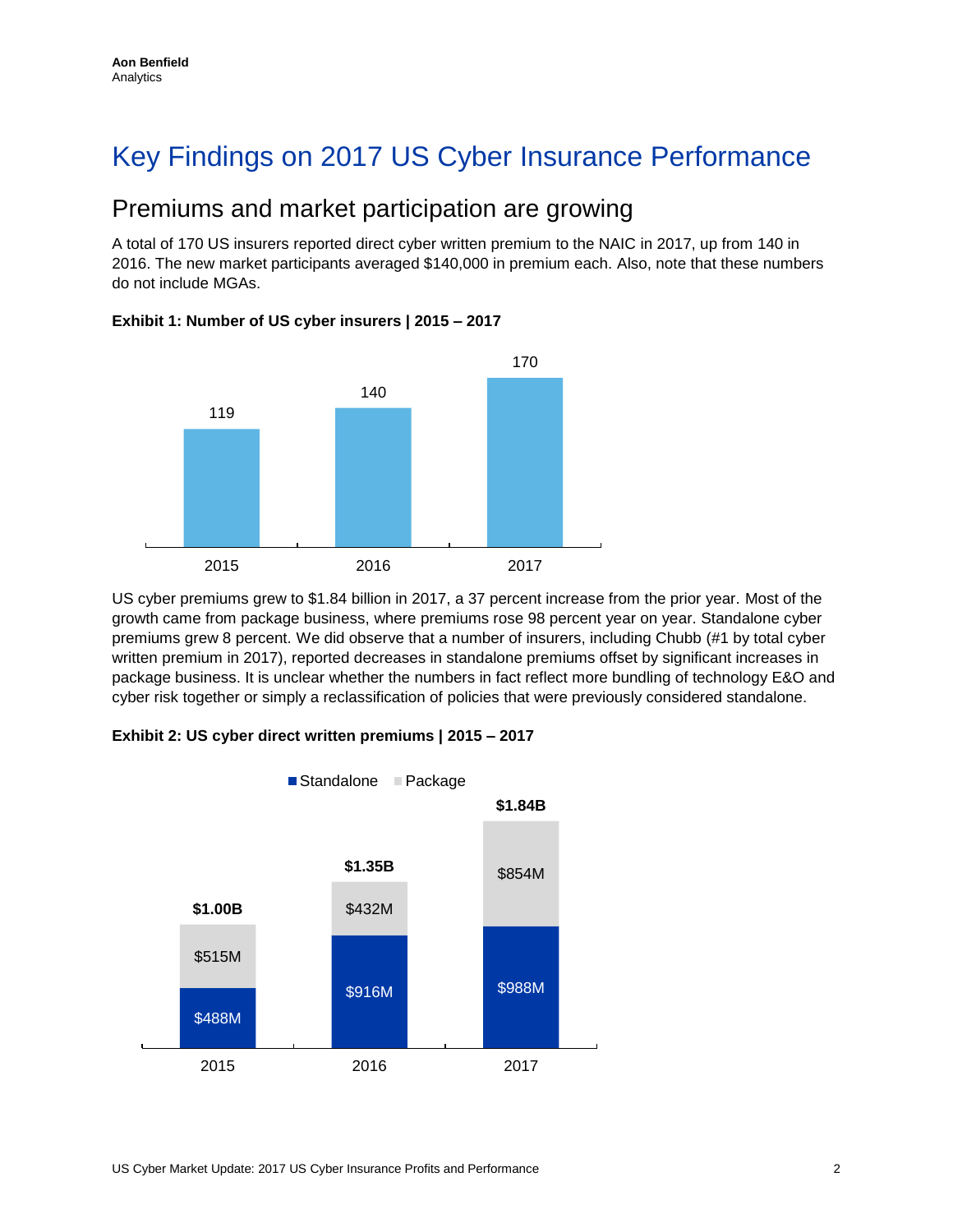# Key Findings on 2017 US Cyber Insurance Performance

## Premiums and market participation are growing

A total of 170 US insurers reported direct cyber written premium to the NAIC in 2017, up from 140 in 2016. The new market participants averaged $140,000 in premium each. Also, note that these numbers do not include MGAs.

**Exhibit 1: Number of US cyber insurers | 2015 – 2017**

| Year | Number of insurers |
|---|---|
| 2015 | 119 |
| 2016 | 140 |
| 2017 | 170 |

US cyber premiums grew to $1.84 billion in 2017, a 37 percent increase from the prior year. Most of the growth came from package business, where premiums rose 98 percent year on year. Standalone cyber premiums grew 8 percent. We did observe that a number of insurers, including Chubb (#1 by total cyber written premium in 2017), reported decreases in standalone premiums offset by significant increases in package business. It is unclear whether the numbers in fact reflect more bundling of technology E&O and cyber risk together or simply a reclassification of policies that were previously considered standalone.

**Exhibit 2: US cyber direct written premiums | 2015 – 2017**

| Year | Standalone | Package | Total |
|---|---|---|---|
| 2015 | $488M | $515M | $1.00B |
| 2016 | $916M | $432M | $1.35B |
| 2017 | $988M | $854M | $1.84B |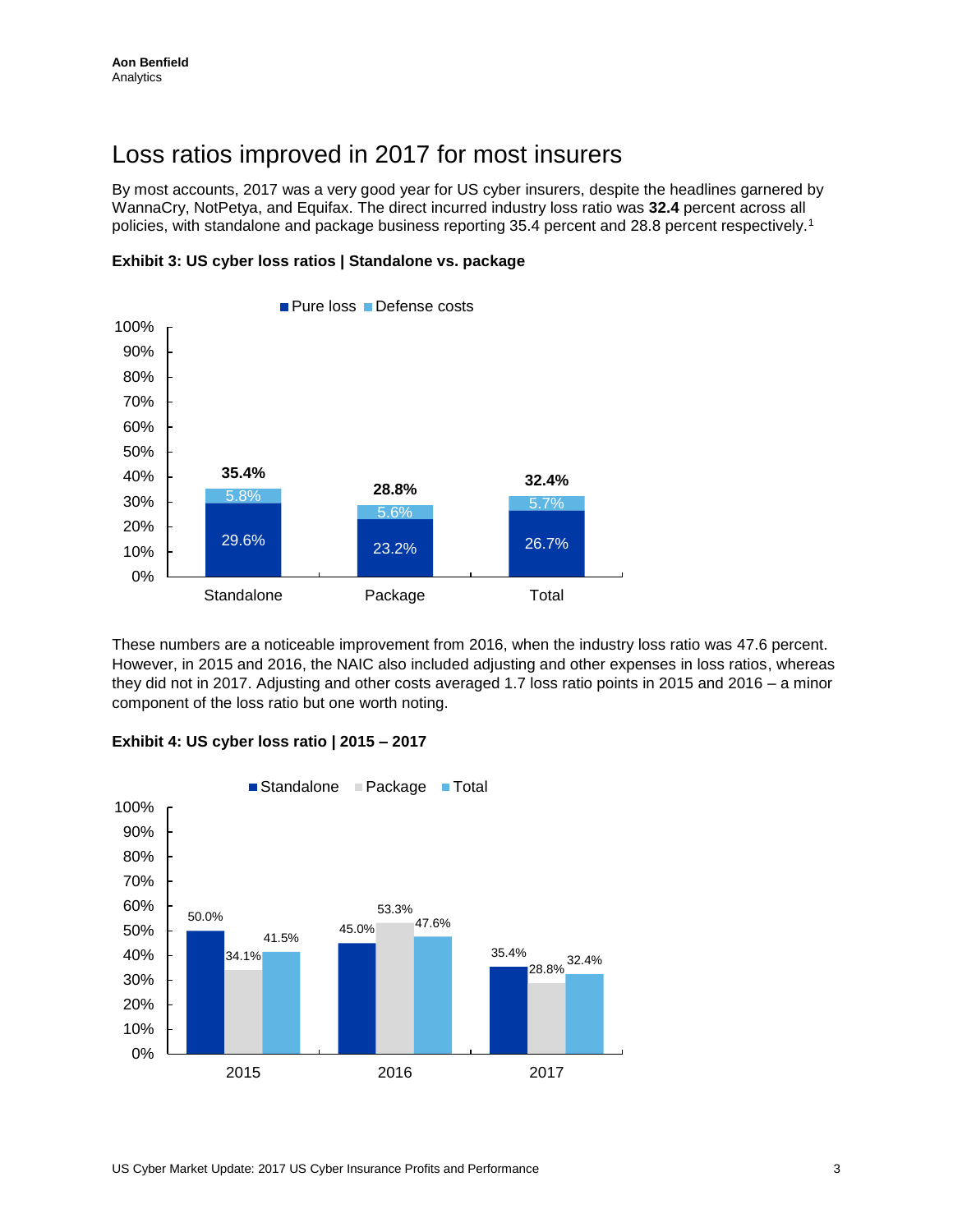## Loss ratios improved in 2017 for most insurers

By most accounts, 2017 was a very good year for US cyber insurers, despite the headlines garnered by WannaCry, NotPetya, and Equifax. The direct incurred industry loss ratio was **32.4** percent across all policies, with standalone and package business reporting 35.4 percent and 28.8 percent respectively.[1]

**Exhibit 3: US cyber loss ratios | Standalone vs. package**

| | Pure loss | Defense costs | Total |
|---|---|---|---|
| Standalone | 29.6% | 5.8% | 35.4% |
| Package | 23.2% | 5.6% | 28.8% |
| Total | 26.7% | 5.7% | 32.4% |

These numbers are a noticeable improvement from 2016, when the industry loss ratio was 47.6 percent. However, in 2015 and 2016, the NAIC also included adjusting and other expenses in loss ratios, whereas they did not in 2017. Adjusting and other costs averaged 1.7 loss ratio points in 2015 and 2016 – a minor component of the loss ratio but one worth noting.

**Exhibit 4: US cyber loss ratio | 2015 – 2017**

| | Standalone | Package | Total |
|---|---|---|---|
| 2015 | 50.0% | 34.1% | 41.5% |
| 2016 | 45.0% | 53.3% | 47.6% |
| 2017 | 35.4% | 28.8% | 32.4% |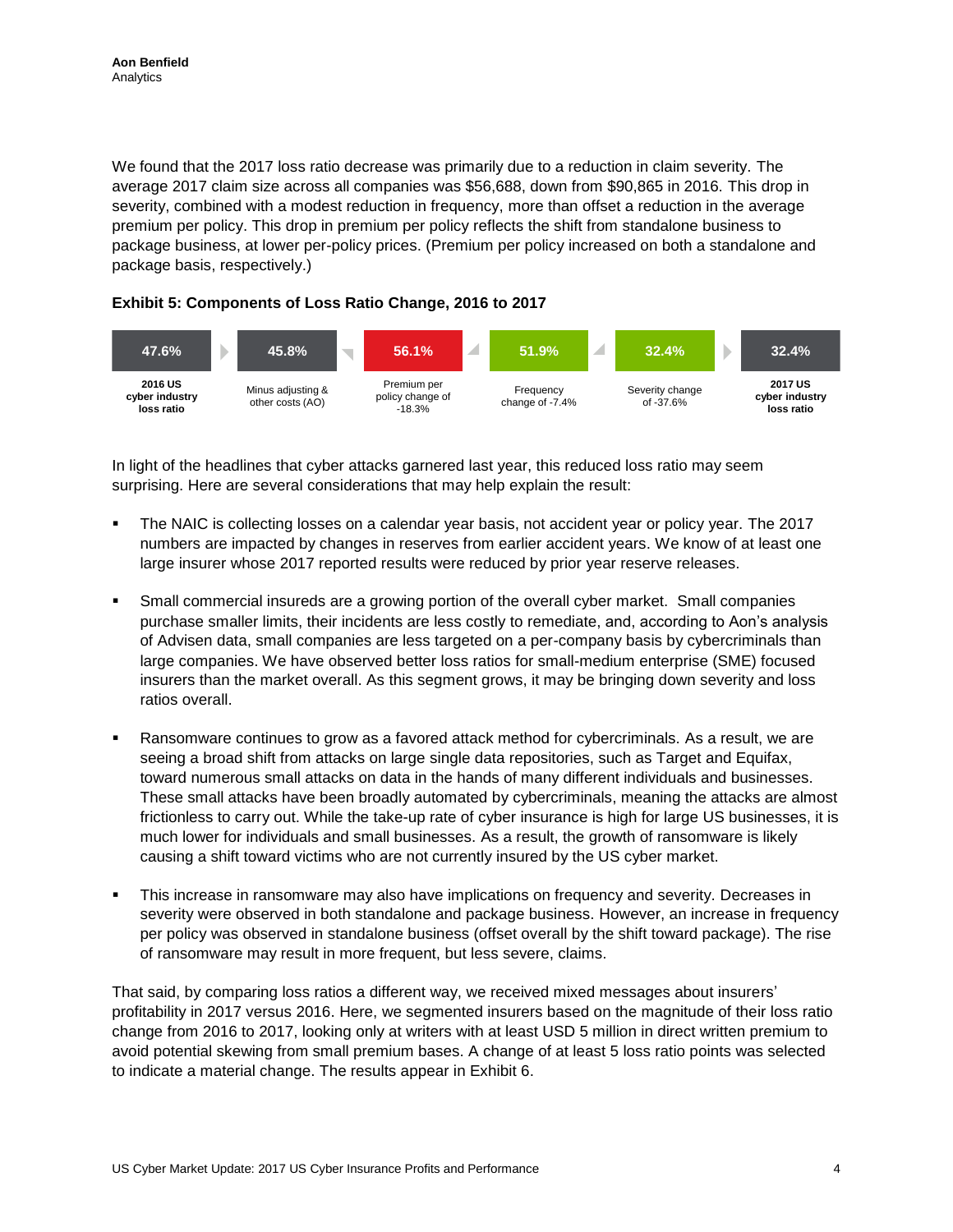We found that the 2017 loss ratio decrease was primarily due to a reduction in claim severity. The average 2017 claim size across all companies was $56,688, down from $90,865 in 2016. This drop in severity, combined with a modest reduction in frequency, more than offset a reduction in the average premium per policy. This drop in premium per policy reflects the shift from standalone business to package business, at lower per-policy prices. (Premium per policy increased on both a standalone and package basis, respectively.)

**Exhibit 5: Components of Loss Ratio Change, 2016 to 2017**

| 47.6% | 45.8% | 56.1% | 51.9% | 32.4% | 32.4% |
|---|---|---|---|---|---|
| **2016 US cyber industry loss ratio** | Minus adjusting & other costs (AO) | Premium per policy change of -18.3% | Frequency change of -7.4% | Severity change of -37.6% | **2017 US cyber industry loss ratio** |

In light of the headlines that cyber attacks garnered last year, this reduced loss ratio may seem surprising. Here are several considerations that may help explain the result:

- The NAIC is collecting losses on a calendar year basis, not accident year or policy year. The 2017 numbers are impacted by changes in reserves from earlier accident years. We know of at least one large insurer whose 2017 reported results were reduced by prior year reserve releases.

- Small commercial insureds are a growing portion of the overall cyber market. Small companies purchase smaller limits, their incidents are less costly to remediate, and, according to Aon's analysis of Advisen data, small companies are less targeted on a per-company basis by cybercriminals than large companies. We have observed better loss ratios for small-medium enterprise (SME) focused insurers than the market overall. As this segment grows, it may be bringing down severity and loss ratios overall.

- Ransomware continues to grow as a favored attack method for cybercriminals. As a result, we are seeing a broad shift from attacks on large single data repositories, such as Target and Equifax, toward numerous small attacks on data in the hands of many different individuals and businesses. These small attacks have been broadly automated by cybercriminals, meaning the attacks are almost frictionless to carry out. While the take-up rate of cyber insurance is high for large US businesses, it is much lower for individuals and small businesses. As a result, the growth of ransomware is likely causing a shift toward victims who are not currently insured by the US cyber market.

- This increase in ransomware may also have implications on frequency and severity. Decreases in severity were observed in both standalone and package business. However, an increase in frequency per policy was observed in standalone business (offset overall by the shift toward package). The rise of ransomware may result in more frequent, but less severe, claims.

That said, by comparing loss ratios a different way, we received mixed messages about insurers' profitability in 2017 versus 2016. Here, we segmented insurers based on the magnitude of their loss ratio change from 2016 to 2017, looking only at writers with at least USD 5 million in direct written premium to avoid potential skewing from small premium bases. A change of at least 5 loss ratio points was selected to indicate a material change. The results appear in Exhibit 6.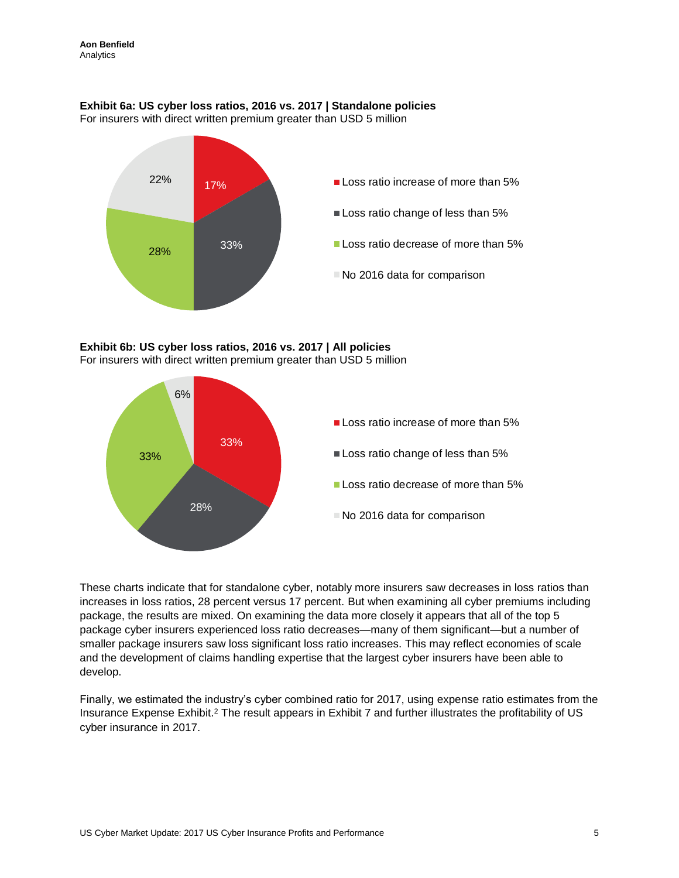**Exhibit 6a: US cyber loss ratios, 2016 vs. 2017 | Standalone policies**
For insurers with direct written premium greater than USD 5 million

| Category | Share |
| --- | --- |
| Loss ratio increase of more than 5% | 17% |
| Loss ratio change of less than 5% | 33% |
| Loss ratio decrease of more than 5% | 28% |
| No 2016 data for comparison | 22% |

**Exhibit 6b: US cyber loss ratios, 2016 vs. 2017 | All policies**
For insurers with direct written premium greater than USD 5 million

| Category | Share |
| --- | --- |
| Loss ratio increase of more than 5% | 33% |
| Loss ratio change of less than 5% | 28% |
| Loss ratio decrease of more than 5% | 33% |
| No 2016 data for comparison | 6% |

These charts indicate that for standalone cyber, notably more insurers saw decreases in loss ratios than increases in loss ratios, 28 percent versus 17 percent. But when examining all cyber premiums including package, the results are mixed. On examining the data more closely it appears that all of the top 5 package cyber insurers experienced loss ratio decreases—many of them significant—but a number of smaller package insurers saw loss significant loss ratio increases. This may reflect economies of scale and the development of claims handling expertise that the largest cyber insurers have been able to develop.

Finally, we estimated the industry's cyber combined ratio for 2017, using expense ratio estimates from the Insurance Expense Exhibit.[2] The result appears in Exhibit 7 and further illustrates the profitability of US cyber insurance in 2017.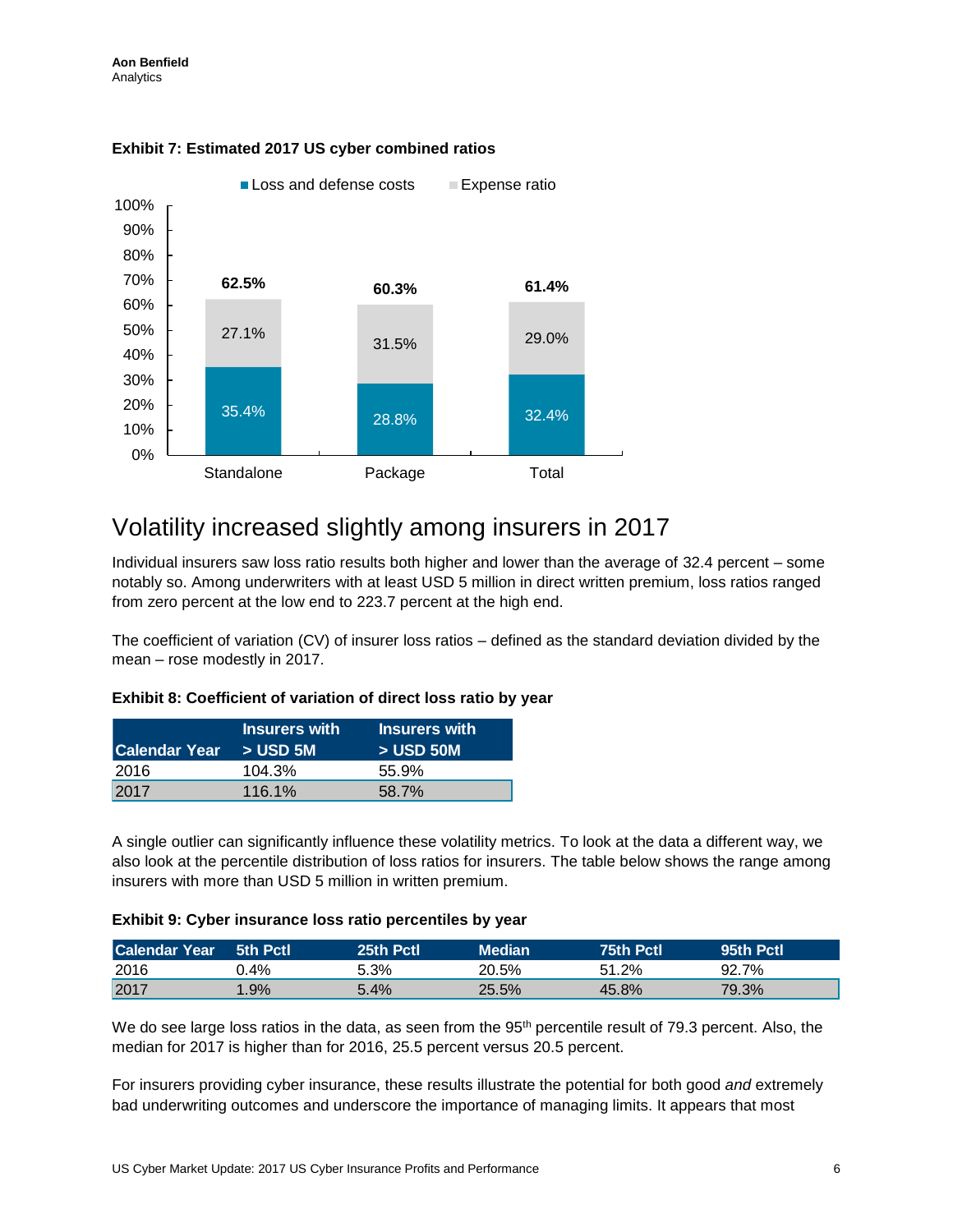**Exhibit 7: Estimated 2017 US cyber combined ratios**

| | Standalone | Package | Total |
|---|---|---|---|
| Loss and defense costs | 35.4% | 28.8% | 32.4% |
| Expense ratio | 27.1% | 31.5% | 29.0% |
| Combined | 62.5% | 60.3% | 61.4% |

## Volatility increased slightly among insurers in 2017

Individual insurers saw loss ratio results both higher and lower than the average of 32.4 percent – some notably so. Among underwriters with at least USD 5 million in direct written premium, loss ratios ranged from zero percent at the low end to 223.7 percent at the high end.

The coefficient of variation (CV) of insurer loss ratios – defined as the standard deviation divided by the mean – rose modestly in 2017.

**Exhibit 8: Coefficient of variation of direct loss ratio by year**

| Calendar Year | Insurers with > USD 5M | Insurers with > USD 50M |
|---|---|---|
| 2016 | 104.3% | 55.9% |
| 2017 | 116.1% | 58.7% |

A single outlier can significantly influence these volatility metrics. To look at the data a different way, we also look at the percentile distribution of loss ratios for insurers. The table below shows the range among insurers with more than USD 5 million in written premium.

**Exhibit 9: Cyber insurance loss ratio percentiles by year**

| Calendar Year | 5th Pctl | 25th Pctl | Median | 75th Pctl | 95th Pctl |
|---|---|---|---|---|---|
| 2016 | 0.4% | 5.3% | 20.5% | 51.2% | 92.7% |
| 2017 | 1.9% | 5.4% | 25.5% | 45.8% | 79.3% |

We do see large loss ratios in the data, as seen from the 95th percentile result of 79.3 percent. Also, the median for 2017 is higher than for 2016, 25.5 percent versus 20.5 percent.

For insurers providing cyber insurance, these results illustrate the potential for both good *and* extremely bad underwriting outcomes and underscore the importance of managing limits. It appears that most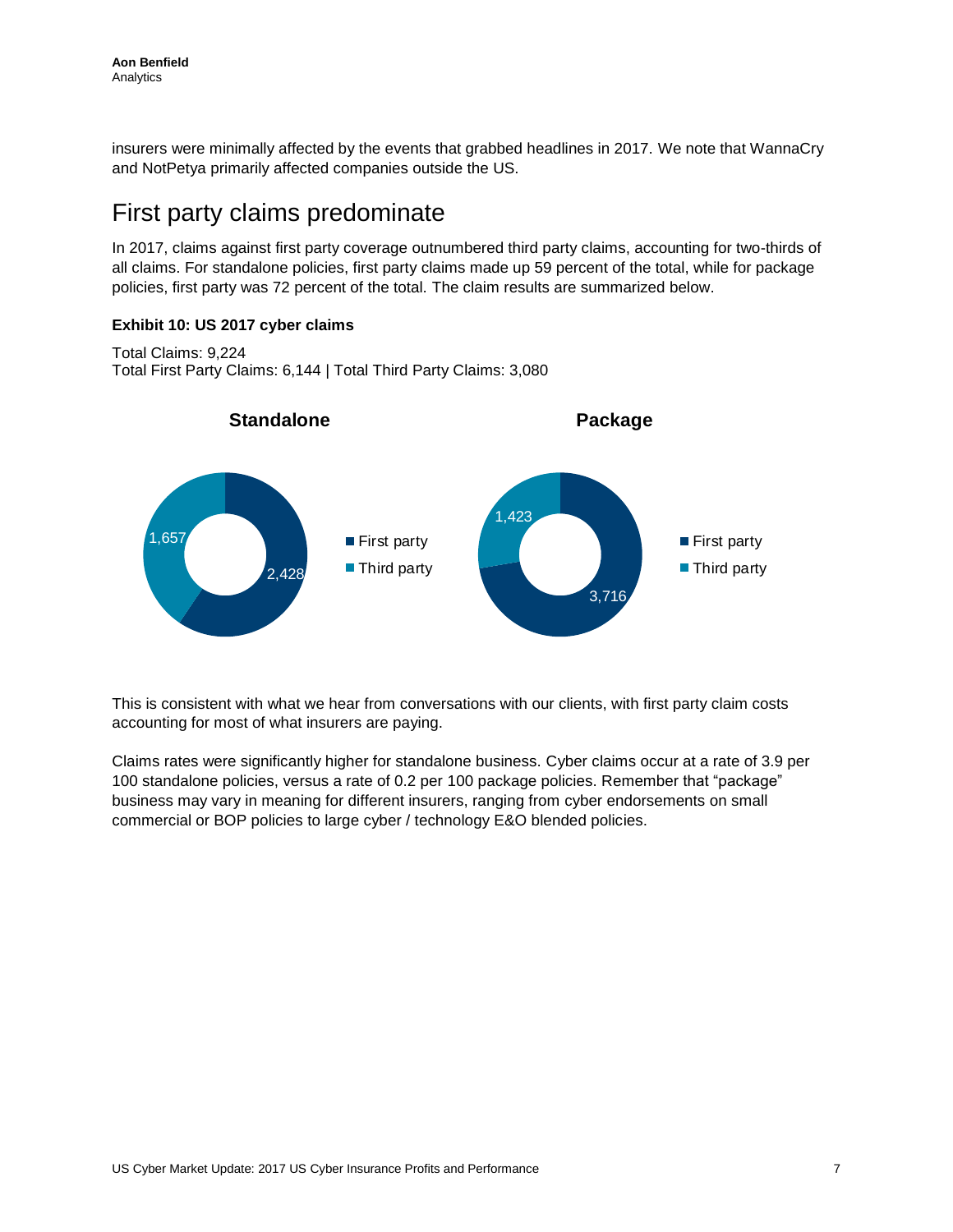insurers were minimally affected by the events that grabbed headlines in 2017. We note that WannaCry and NotPetya primarily affected companies outside the US.

## First party claims predominate

In 2017, claims against first party coverage outnumbered third party claims, accounting for two-thirds of all claims. For standalone policies, first party claims made up 59 percent of the total, while for package policies, first party was 72 percent of the total. The claim results are summarized below.

**Exhibit 10: US 2017 cyber claims**

Total Claims: 9,224
Total First Party Claims: 6,144 | Total Third Party Claims: 3,080

**Standalone**

- First party: 2,428
- Third party: 1,657

**Package**

- First party: 3,716
- Third party: 1,423

This is consistent with what we hear from conversations with our clients, with first party claim costs accounting for most of what insurers are paying.

Claims rates were significantly higher for standalone business. Cyber claims occur at a rate of 3.9 per 100 standalone policies, versus a rate of 0.2 per 100 package policies. Remember that "package" business may vary in meaning for different insurers, ranging from cyber endorsements on small commercial or BOP policies to large cyber / technology E&O blended policies.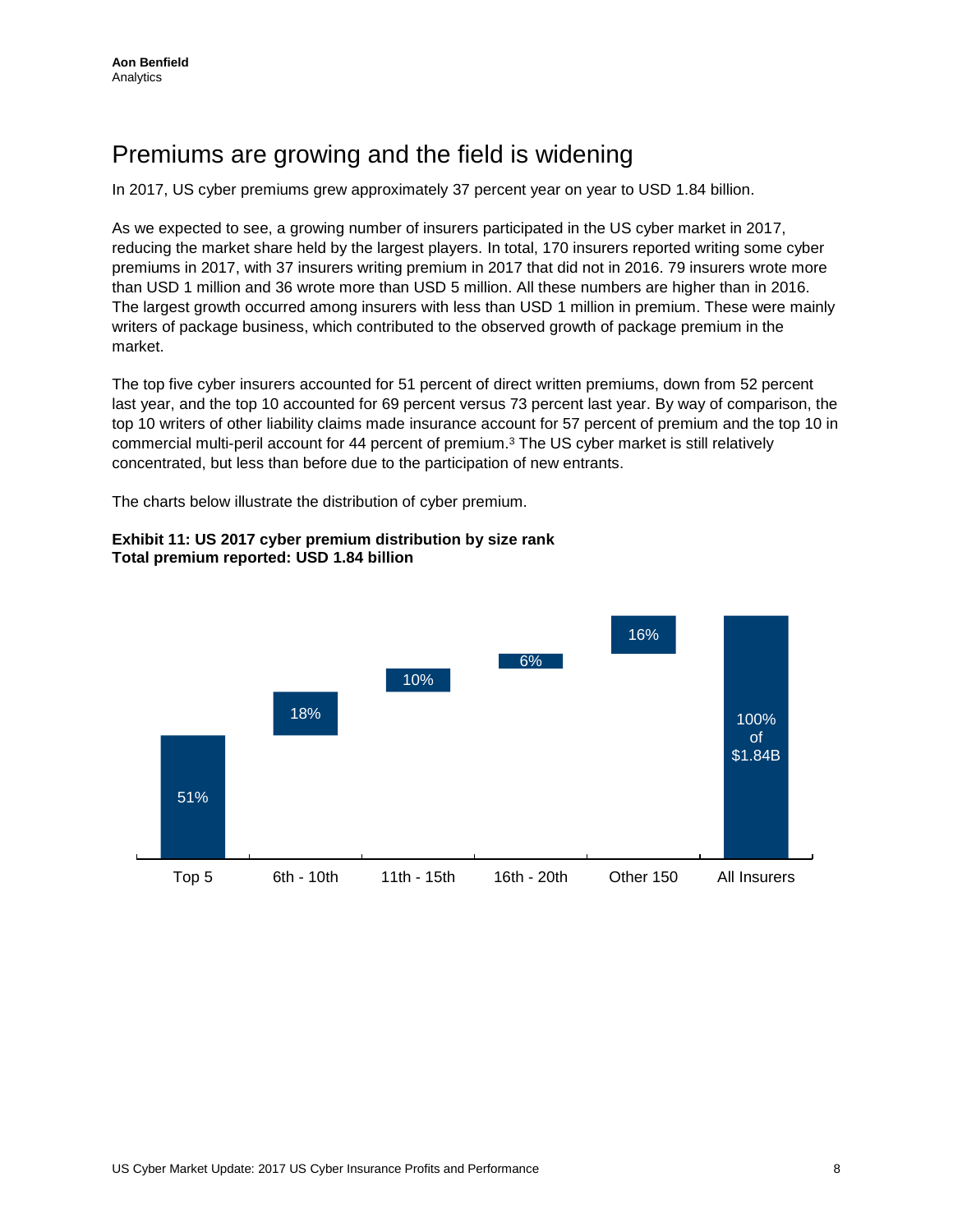# Premiums are growing and the field is widening

In 2017, US cyber premiums grew approximately 37 percent year on year to USD 1.84 billion.

As we expected to see, a growing number of insurers participated in the US cyber market in 2017, reducing the market share held by the largest players. In total, 170 insurers reported writing some cyber premiums in 2017, with 37 insurers writing premium in 2017 that did not in 2016. 79 insurers wrote more than USD 1 million and 36 wrote more than USD 5 million. All these numbers are higher than in 2016. The largest growth occurred among insurers with less than USD 1 million in premium. These were mainly writers of package business, which contributed to the observed growth of package premium in the market.

The top five cyber insurers accounted for 51 percent of direct written premiums, down from 52 percent last year, and the top 10 accounted for 69 percent versus 73 percent last year. By way of comparison, the top 10 writers of other liability claims made insurance account for 57 percent of premium and the top 10 in commercial multi-peril account for 44 percent of premium.[3] The US cyber market is still relatively concentrated, but less than before due to the participation of new entrants.

The charts below illustrate the distribution of cyber premium.

**Exhibit 11: US 2017 cyber premium distribution by size rank**
**Total premium reported: USD 1.84 billion**

| Top 5 | 6th - 10th | 11th - 15th | 16th - 20th | Other 150 | All Insurers |
|---|---|---|---|---|---|
| 51% | 18% | 10% | 6% | 16% | 100% of $1.84B |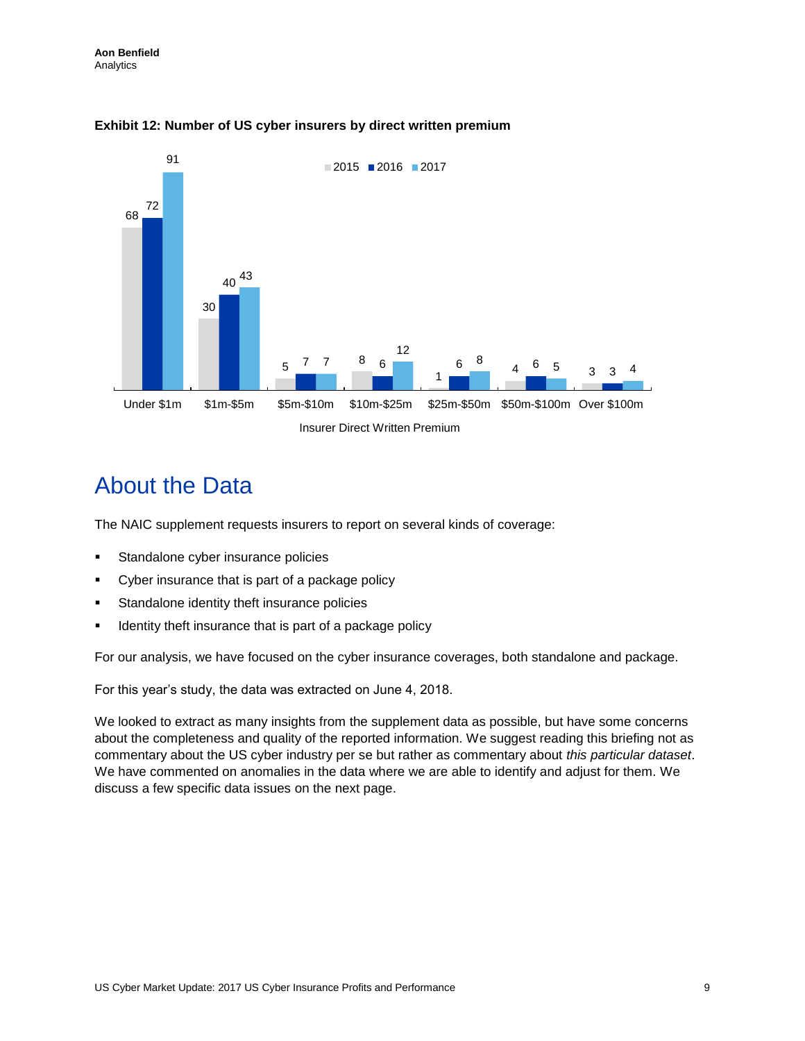**Exhibit 12: Number of US cyber insurers by direct written premium**

| Insurer Direct Written Premium | 2015 | 2016 | 2017 |
|---|---|---|---|
| Under $1m | 68 | 72 | 91 |
| $1m-$5m | 30 | 40 | 43 |
| $5m-$10m | 5 | 7 | 7 |
| $10m-$25m | 8 | 6 | 12 |
| $25m-$50m | 1 | 6 | 8 |
| $50m-$100m | 4 | 6 | 5 |
| Over $100m | 3 | 3 | 4 |

# About the Data

The NAIC supplement requests insurers to report on several kinds of coverage:

- Standalone cyber insurance policies
- Cyber insurance that is part of a package policy
- Standalone identity theft insurance policies
- Identity theft insurance that is part of a package policy

For our analysis, we have focused on the cyber insurance coverages, both standalone and package.

For this year's study, the data was extracted on June 4, 2018.

We looked to extract as many insights from the supplement data as possible, but have some concerns about the completeness and quality of the reported information. We suggest reading this briefing not as commentary about the US cyber industry per se but rather as commentary about *this particular dataset*. We have commented on anomalies in the data where we are able to identify and adjust for them. We discuss a few specific data issues on the next page.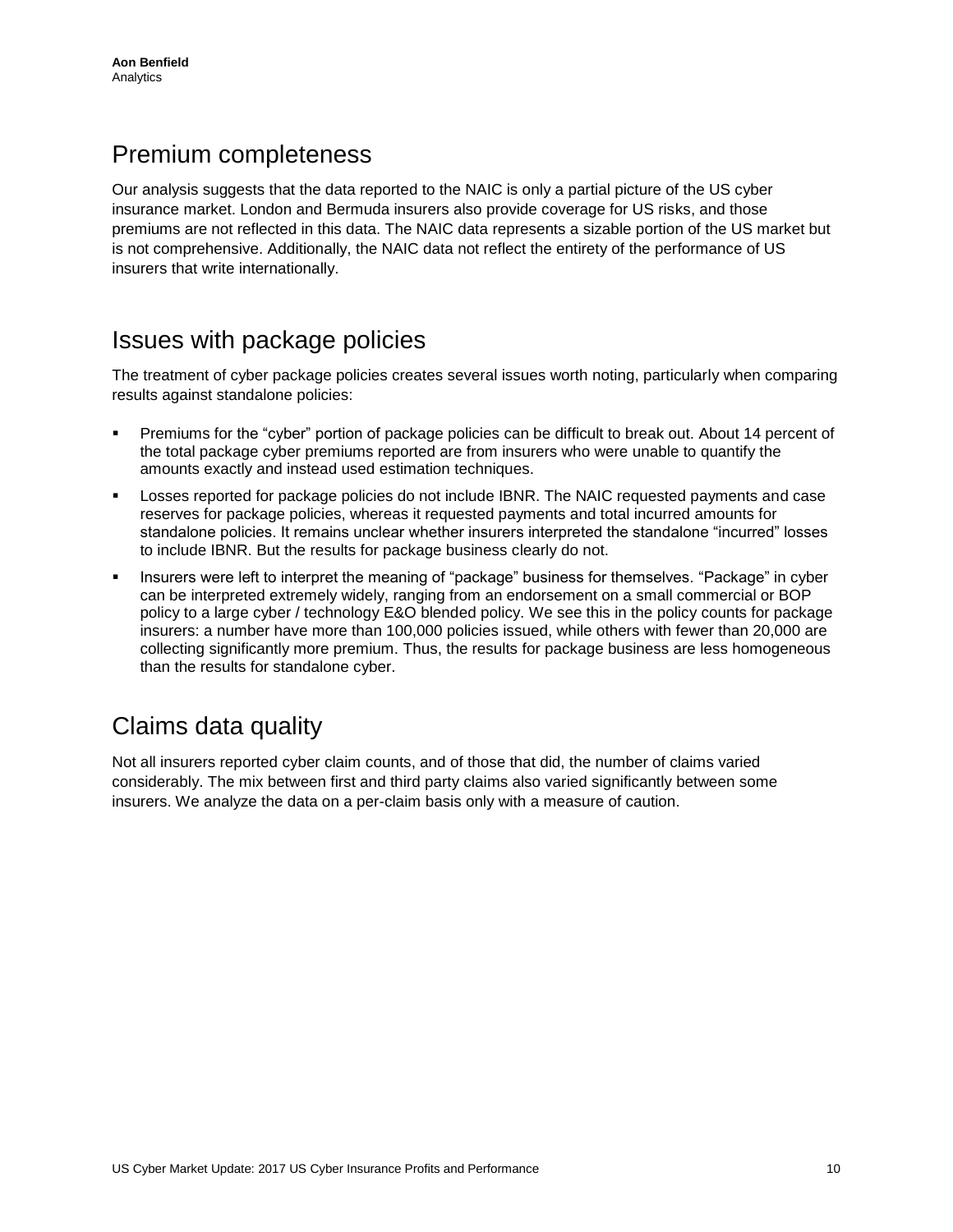## Premium completeness

Our analysis suggests that the data reported to the NAIC is only a partial picture of the US cyber insurance market. London and Bermuda insurers also provide coverage for US risks, and those premiums are not reflected in this data. The NAIC data represents a sizable portion of the US market but is not comprehensive. Additionally, the NAIC data not reflect the entirety of the performance of US insurers that write internationally.

## Issues with package policies

The treatment of cyber package policies creates several issues worth noting, particularly when comparing results against standalone policies:

- Premiums for the "cyber" portion of package policies can be difficult to break out. About 14 percent of the total package cyber premiums reported are from insurers who were unable to quantify the amounts exactly and instead used estimation techniques.
- Losses reported for package policies do not include IBNR. The NAIC requested payments and case reserves for package policies, whereas it requested payments and total incurred amounts for standalone policies. It remains unclear whether insurers interpreted the standalone "incurred" losses to include IBNR. But the results for package business clearly do not.
- Insurers were left to interpret the meaning of "package" business for themselves. "Package" in cyber can be interpreted extremely widely, ranging from an endorsement on a small commercial or BOP policy to a large cyber / technology E&O blended policy. We see this in the policy counts for package insurers: a number have more than 100,000 policies issued, while others with fewer than 20,000 are collecting significantly more premium. Thus, the results for package business are less homogeneous than the results for standalone cyber.

## Claims data quality

Not all insurers reported cyber claim counts, and of those that did, the number of claims varied considerably. The mix between first and third party claims also varied significantly between some insurers. We analyze the data on a per-claim basis only with a measure of caution.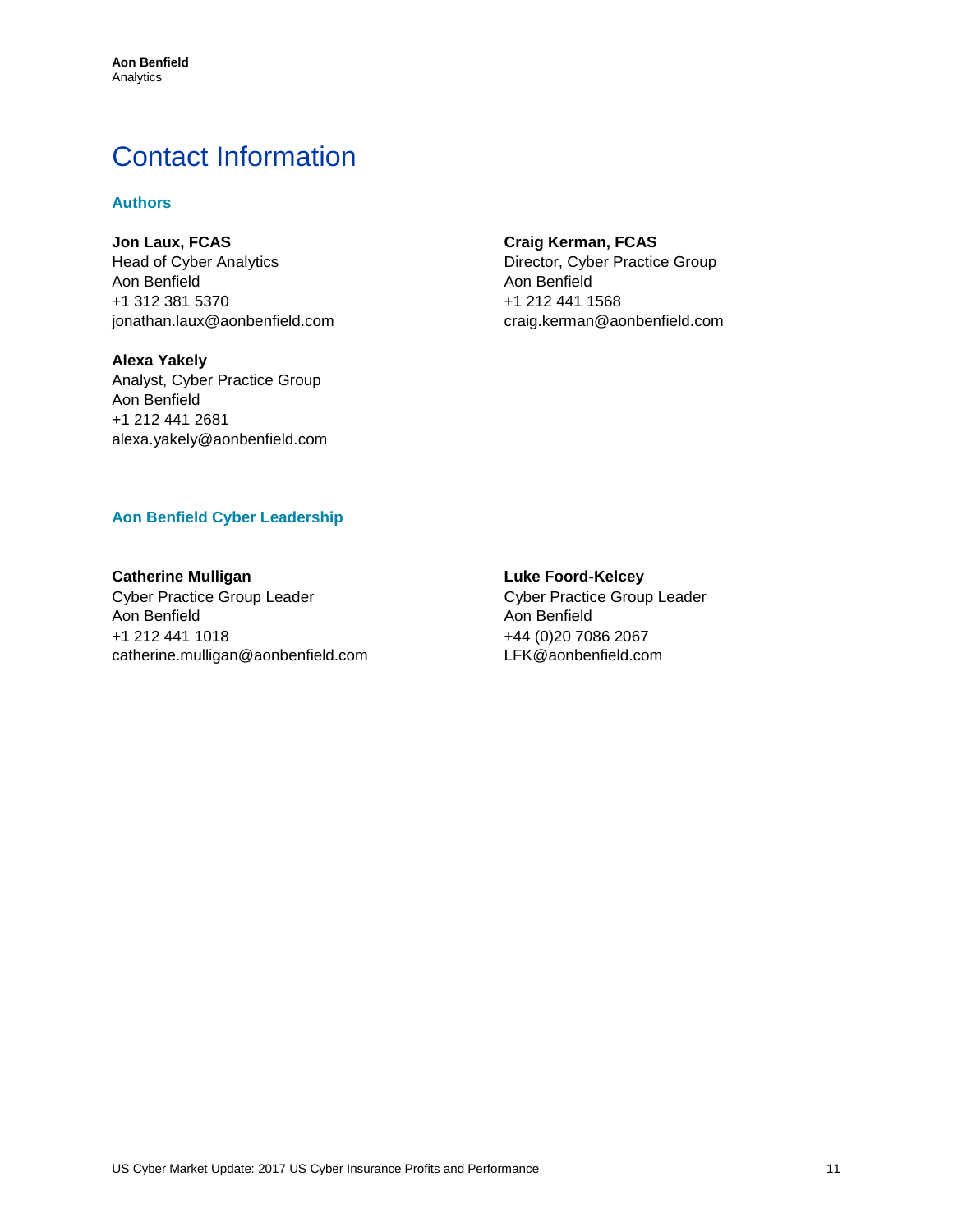# Contact Information

## Authors

**Jon Laux, FCAS**
Head of Cyber Analytics
Aon Benfield
+1 312 381 5370
jonathan.laux@aonbenfield.com

**Craig Kerman, FCAS**
Director, Cyber Practice Group
Aon Benfield
+1 212 441 1568
craig.kerman@aonbenfield.com

**Alexa Yakely**
Analyst, Cyber Practice Group
Aon Benfield
+1 212 441 2681
alexa.yakely@aonbenfield.com

## Aon Benfield Cyber Leadership

**Catherine Mulligan**
Cyber Practice Group Leader
Aon Benfield
+1 212 441 1018
catherine.mulligan@aonbenfield.com

**Luke Foord-Kelcey**
Cyber Practice Group Leader
Aon Benfield
+44 (0)20 7086 2067
LFK@aonbenfield.com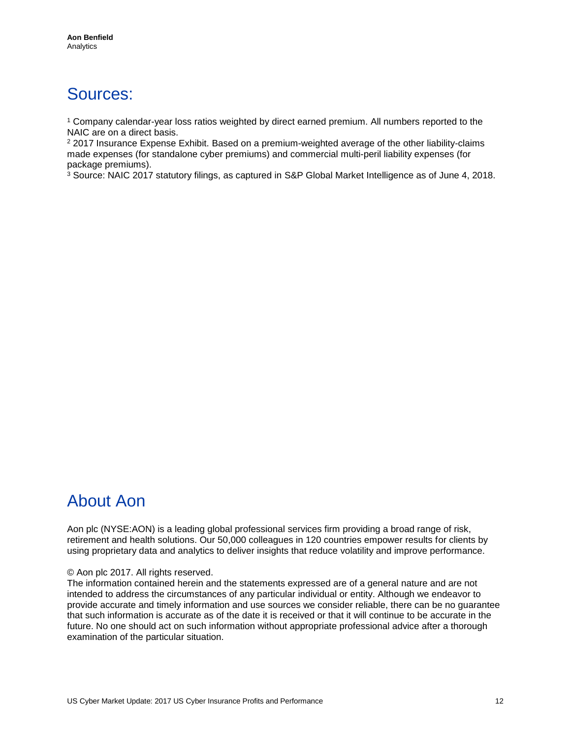## Sources:

[1] Company calendar-year loss ratios weighted by direct earned premium. All numbers reported to the NAIC are on a direct basis.
[2] 2017 Insurance Expense Exhibit. Based on a premium-weighted average of the other liability-claims made expenses (for standalone cyber premiums) and commercial multi-peril liability expenses (for package premiums).
[3] Source: NAIC 2017 statutory filings, as captured in S&P Global Market Intelligence as of June 4, 2018.

## About Aon

Aon plc (NYSE:AON) is a leading global professional services firm providing a broad range of risk, retirement and health solutions. Our 50,000 colleagues in 120 countries empower results for clients by using proprietary data and analytics to deliver insights that reduce volatility and improve performance.

© Aon plc 2017. All rights reserved.
The information contained herein and the statements expressed are of a general nature and are not intended to address the circumstances of any particular individual or entity. Although we endeavor to provide accurate and timely information and use sources we consider reliable, there can be no guarantee that such information is accurate as of the date it is received or that it will continue to be accurate in the future. No one should act on such information without appropriate professional advice after a thorough examination of the particular situation.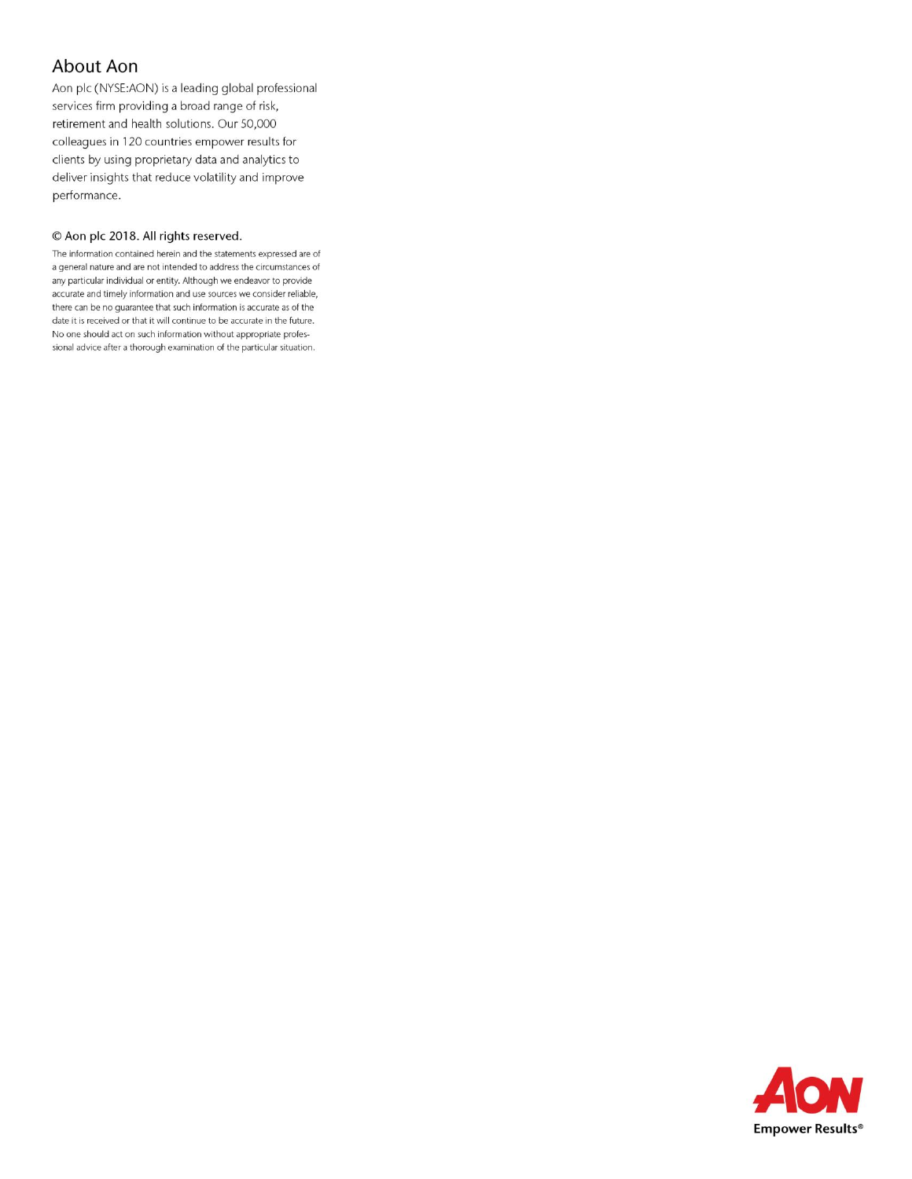## About Aon

Aon plc (NYSE:AON) is a leading global professional services firm providing a broad range of risk, retirement and health solutions. Our 50,000 colleagues in 120 countries empower results for clients by using proprietary data and analytics to deliver insights that reduce volatility and improve performance.

© Aon plc 2018. All rights reserved.

The information contained herein and the statements expressed are of a general nature and are not intended to address the circumstances of any particular individual or entity. Although we endeavor to provide accurate and timely information and use sources we consider reliable, there can be no guarantee that such information is accurate as of the date it is received or that it will continue to be accurate in the future. No one should act on such information without appropriate professional advice after a thorough examination of the particular situation.

AON

Empower Results®